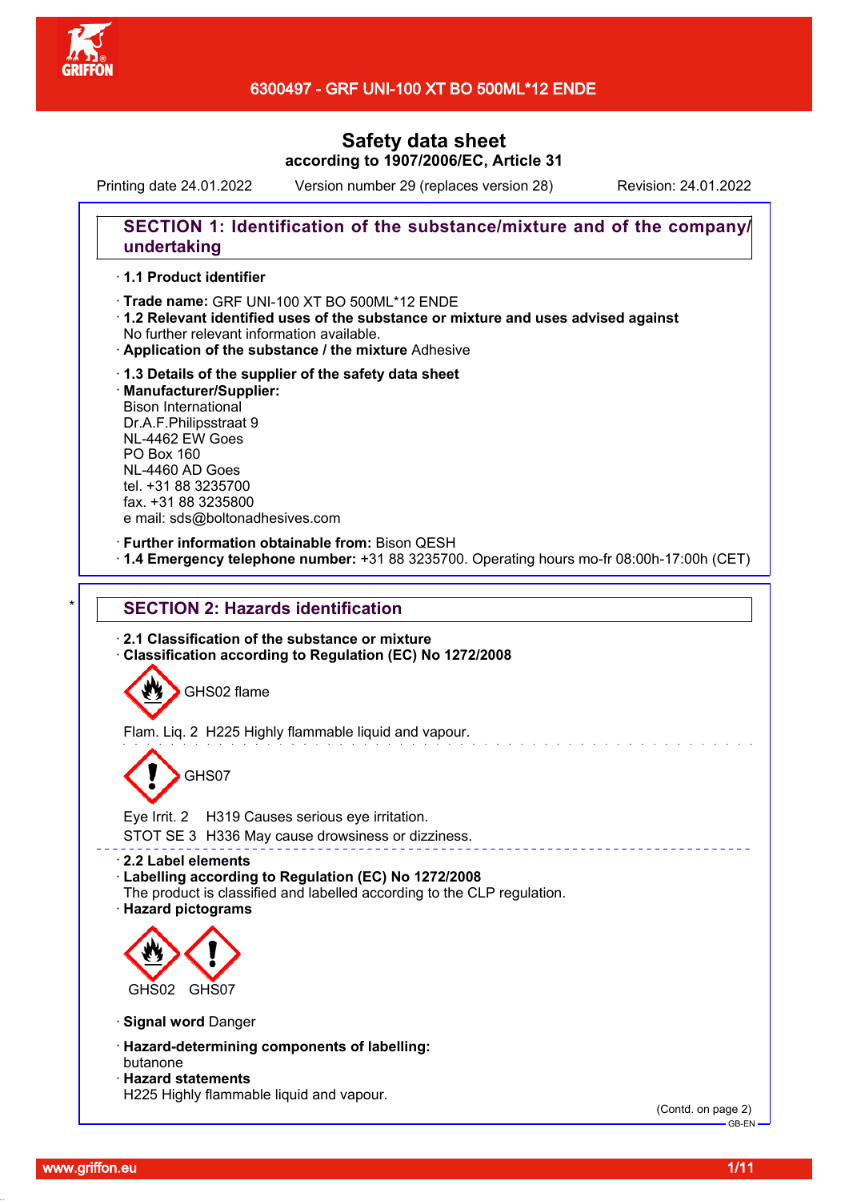# Safety data sheet

**according to 1907/2006/EC, Article 31**

Printing date 24.01.2022 Version number 29 (replaces version 28) Revision: 24.01.2022

## SECTION 1: Identification of the substance/mixture and of the company/undertaking

· **1.1 Product identifier**

· **Trade name:** GRF UNI-100 XT BO 500ML*12 ENDE

· **1.2 Relevant identified uses of the substance or mixture and uses advised against**
No further relevant information available.

· **Application of the substance / the mixture** Adhesive

· **1.3 Details of the supplier of the safety data sheet**

· **Manufacturer/Supplier:**
Bison International
Dr.A.F.Philipsstraat 9
NL-4462 EW Goes
PO Box 160
NL-4460 AD Goes
tel. +31 88 3235700
fax. +31 88 3235800
e mail: sds@boltonadhesives.com

· **Further information obtainable from:** Bison QESH

· **1.4 Emergency telephone number:** +31 88 3235700. Operating hours mo-fr 08:00h-17:00h (CET)

## SECTION 2: Hazards identification

· **2.1 Classification of the substance or mixture**

· **Classification according to Regulation (EC) No 1272/2008**

GHS02 flame

Flam. Liq. 2 H225 Highly flammable liquid and vapour.

GHS07

Eye Irrit. 2 H319 Causes serious eye irritation.

STOT SE 3 H336 May cause drowsiness or dizziness.

· **2.2 Label elements**

· **Labelling according to Regulation (EC) No 1272/2008**
The product is classified and labelled according to the CLP regulation.

· **Hazard pictograms**

GHS02 GHS07

· **Signal word** Danger

· **Hazard-determining components of labelling:**
butanone

· **Hazard statements**
H225 Highly flammable liquid and vapour.

(Contd. on page 2)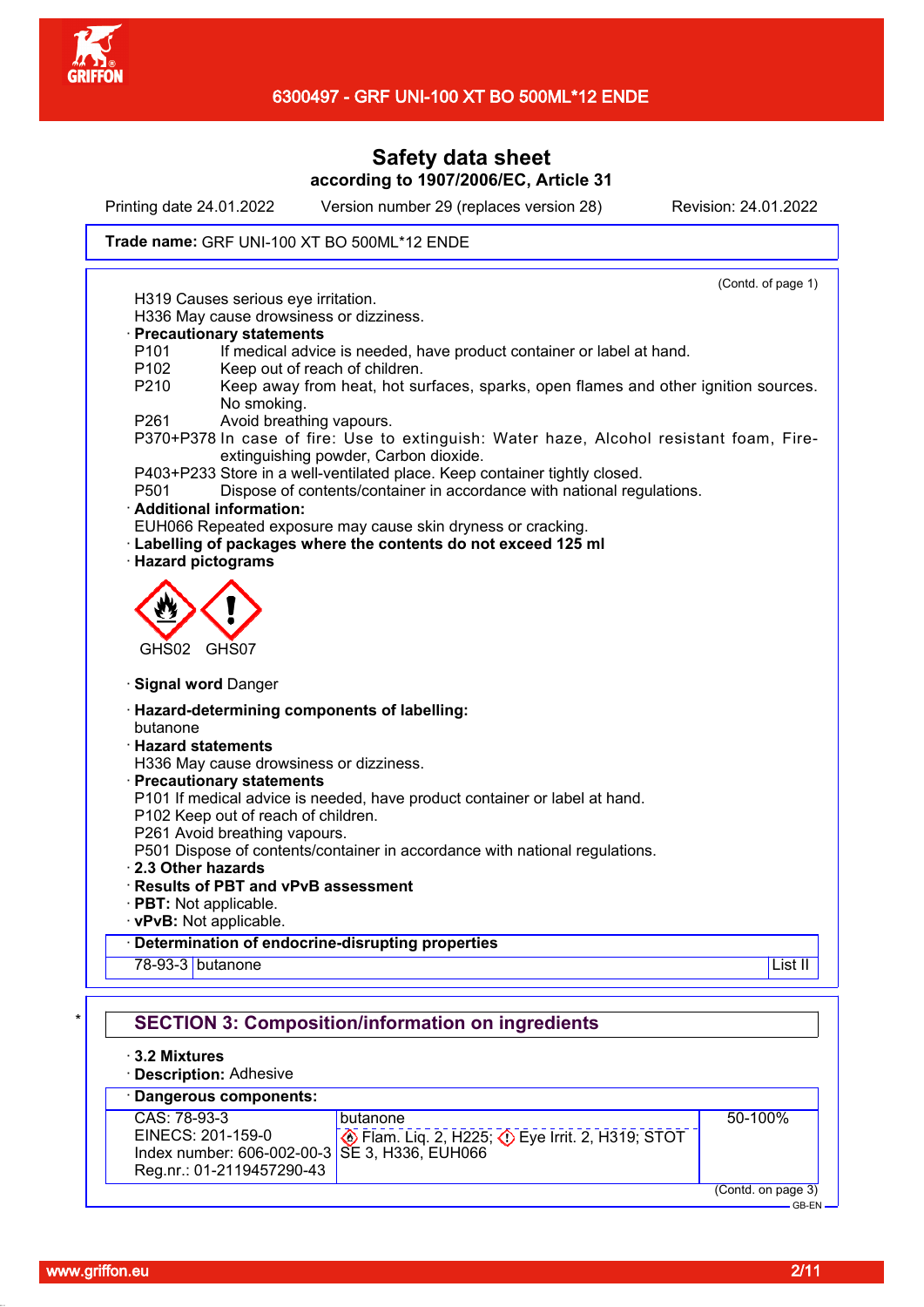Safety data sheet

according to 1907/2006/EC, Article 31

Printing date 24.01.2022 Version number 29 (replaces version 28) Revision: 24.01.2022

**Trade name:** GRF UNI-100 XT BO 500ML*12 ENDE

(Contd. of page 1)

H319 Causes serious eye irritation.
H336 May cause drowsiness or dizziness.

· **Precautionary statements**

- P101 If medical advice is needed, have product container or label at hand.
- P102 Keep out of reach of children.
- P210 Keep away from heat, hot surfaces, sparks, open flames and other ignition sources. No smoking.
- P261 Avoid breathing vapours.
- P370+P378 In case of fire: Use to extinguish: Water haze, Alcohol resistant foam, Fire-extinguishing powder, Carbon dioxide.
- P403+P233 Store in a well-ventilated place. Keep container tightly closed.
- P501 Dispose of contents/container in accordance with national regulations.

· **Additional information:**

EUH066 Repeated exposure may cause skin dryness or cracking.

· **Labelling of packages where the contents do not exceed 125 ml**

· **Hazard pictograms**

GHS02 GHS07

· **Signal word** Danger

· **Hazard-determining components of labelling:**

butanone

· **Hazard statements**

H336 May cause drowsiness or dizziness.

· **Precautionary statements**

P101 If medical advice is needed, have product container or label at hand.
P102 Keep out of reach of children.
P261 Avoid breathing vapours.
P501 Dispose of contents/container in accordance with national regulations.

· **2.3 Other hazards**

· **Results of PBT and vPvB assessment**

· **PBT:** Not applicable.

· **vPvB:** Not applicable.

| · **Determination of endocrine-disrupting properties** | | |
|---|---|---|
| 78-93-3 | butanone | List II |

## SECTION 3: Composition/information on ingredients

· **3.2 Mixtures**

· **Description:** Adhesive

| · **Dangerous components:** | | |
|---|---|---|
| CAS: 78-93-3<br>EINECS: 201-159-0<br>Index number: 606-002-00-3<br>Reg.nr.: 01-2119457290-43 | butanone<br>Flam. Liq. 2, H225; Eye Irrit. 2, H319; STOT SE 3, H336, EUH066 | 50-100% |

(Contd. on page 3)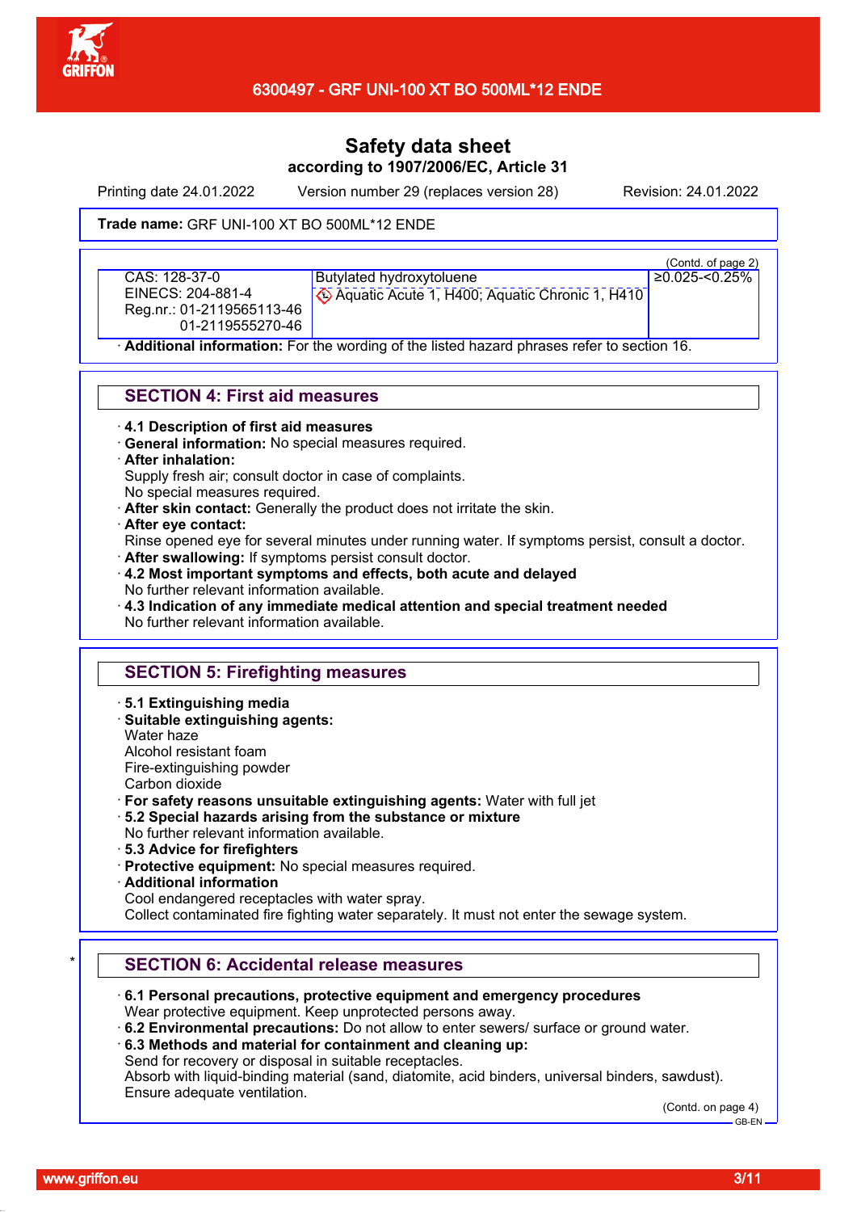# Safety data sheet

**according to 1907/2006/EC, Article 31**

Printing date 24.01.2022 Version number 29 (replaces version 28) Revision: 24.01.2022

**Trade name:** GRF UNI-100 XT BO 500ML*12 ENDE

(Contd. of page 2)

| | | |
|---|---|---|
| CAS: 128-37-0<br>EINECS: 204-881-4<br>Reg.nr.: 01-2119565113-46<br>01-2119555270-46 | Butylated hydroxytoluene<br>Aquatic Acute 1, H400; Aquatic Chronic 1, H410 | ≥0.025-<0.25% |

· **Additional information:** For the wording of the listed hazard phrases refer to section 16.

## SECTION 4: First aid measures

· **4.1 Description of first aid measures**
· **General information:** No special measures required.
· **After inhalation:**
Supply fresh air; consult doctor in case of complaints.
No special measures required.
· **After skin contact:** Generally the product does not irritate the skin.
· **After eye contact:**
Rinse opened eye for several minutes under running water. If symptoms persist, consult a doctor.
· **After swallowing:** If symptoms persist consult doctor.
· **4.2 Most important symptoms and effects, both acute and delayed**
No further relevant information available.
· **4.3 Indication of any immediate medical attention and special treatment needed**
No further relevant information available.

## SECTION 5: Firefighting measures

· **5.1 Extinguishing media**
· **Suitable extinguishing agents:**
Water haze
Alcohol resistant foam
Fire-extinguishing powder
Carbon dioxide
· **For safety reasons unsuitable extinguishing agents:** Water with full jet
· **5.2 Special hazards arising from the substance or mixture**
No further relevant information available.
· **5.3 Advice for firefighters**
· **Protective equipment:** No special measures required.
· **Additional information**
Cool endangered receptacles with water spray.
Collect contaminated fire fighting water separately. It must not enter the sewage system.

## * SECTION 6: Accidental release measures

· **6.1 Personal precautions, protective equipment and emergency procedures**
Wear protective equipment. Keep unprotected persons away.
· **6.2 Environmental precautions:** Do not allow to enter sewers/ surface or ground water.
· **6.3 Methods and material for containment and cleaning up:**
Send for recovery or disposal in suitable receptacles.
Absorb with liquid-binding material (sand, diatomite, acid binders, universal binders, sawdust).
Ensure adequate ventilation.

(Contd. on page 4)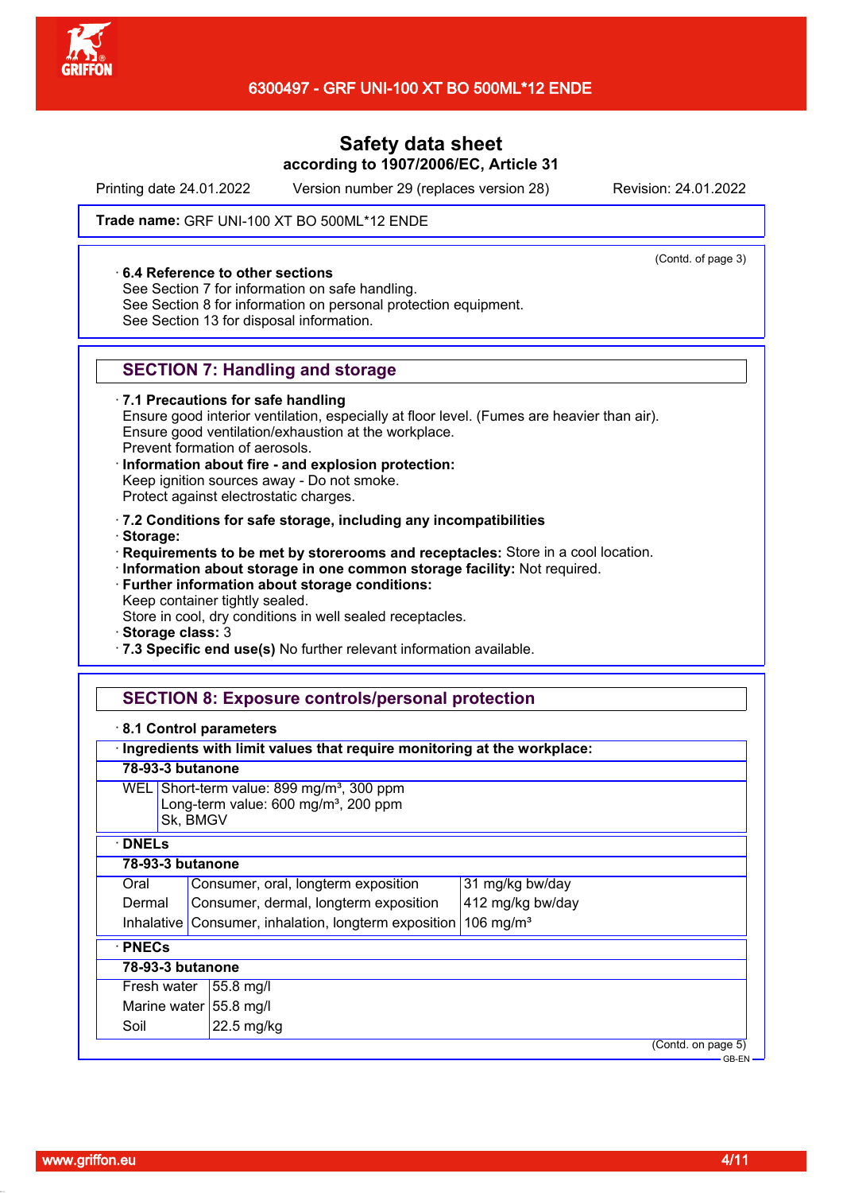# Safety data sheet

**according to 1907/2006/EC, Article 31**

Printing date 24.01.2022 Version number 29 (replaces version 28) Revision: 24.01.2022

**Trade name:** GRF UNI-100 XT BO 500ML*12 ENDE

(Contd. of page 3)

· **6.4 Reference to other sections**
See Section 7 for information on safe handling.
See Section 8 for information on personal protection equipment.
See Section 13 for disposal information.

## SECTION 7: Handling and storage

· **7.1 Precautions for safe handling**
Ensure good interior ventilation, especially at floor level. (Fumes are heavier than air).
Ensure good ventilation/exhaustion at the workplace.
Prevent formation of aerosols.

· **Information about fire - and explosion protection:**
Keep ignition sources away - Do not smoke.
Protect against electrostatic charges.

· **7.2 Conditions for safe storage, including any incompatibilities**
· **Storage:**
· **Requirements to be met by storerooms and receptacles:** Store in a cool location.
· **Information about storage in one common storage facility:** Not required.
· **Further information about storage conditions:**
Keep container tightly sealed.
Store in cool, dry conditions in well sealed receptacles.
· **Storage class:** 3
· **7.3 Specific end use(s)** No further relevant information available.

## SECTION 8: Exposure controls/personal protection

· **8.1 Control parameters**

· **Ingredients with limit values that require monitoring at the workplace:**

**78-93-3 butanone**

| | |
|---|---|
| WEL | Short-term value: 899 mg/m³, 300 ppm<br>Long-term value: 600 mg/m³, 200 ppm<br>Sk, BMGV |

· **DNELs**

**78-93-3 butanone**

| | | |
|---|---|---|
| Oral | Consumer, oral, longterm exposition | 31 mg/kg bw/day |
| Dermal | Consumer, dermal, longterm exposition | 412 mg/kg bw/day |
| Inhalative | Consumer, inhalation, longterm exposition | 106 mg/m³ |

· **PNECs**

**78-93-3 butanone**

| | |
|---|---|
| Fresh water | 55.8 mg/l |
| Marine water | 55.8 mg/l |
| Soil | 22.5 mg/kg |

(Contd. on page 5)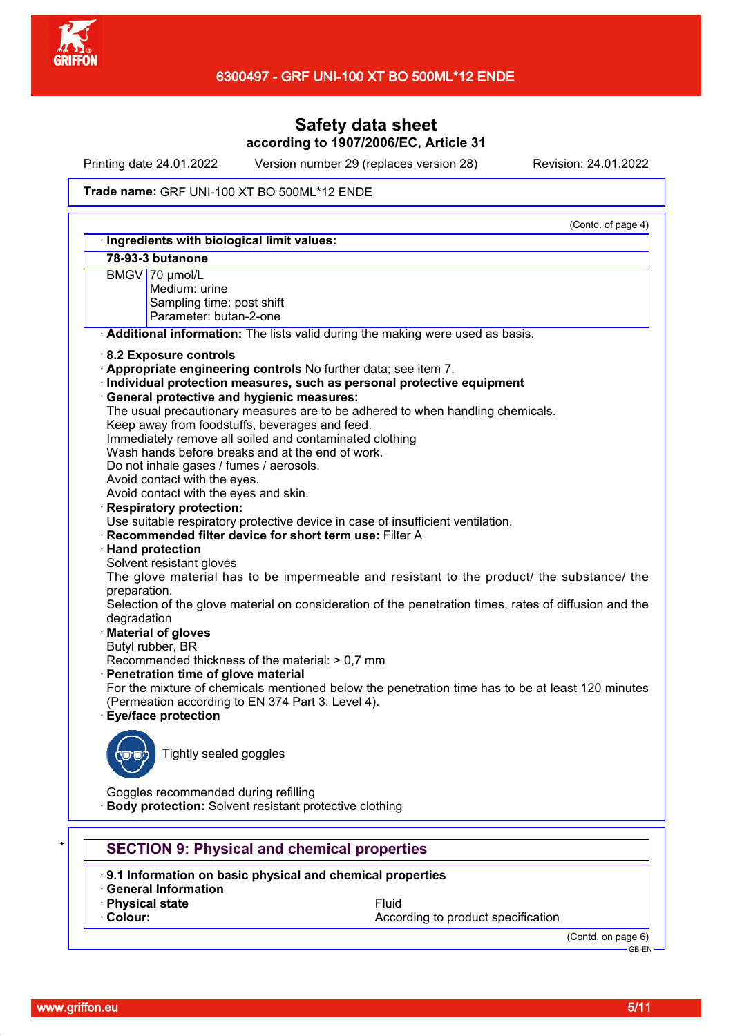# Safety data sheet
**according to 1907/2006/EC, Article 31**

Printing date 24.01.2022 Version number 29 (replaces version 28) Revision: 24.01.2022

**Trade name:** GRF UNI-100 XT BO 500ML*12 ENDE

(Contd. of page 4)

· **Ingredients with biological limit values:**

| **78-93-3 butanone** | |
|---|---|
| BMGV | 70 µmol/L<br>Medium: urine<br>Sampling time: post shift<br>Parameter: butan-2-one |

· **Additional information:** The lists valid during the making were used as basis.

· **8.2 Exposure controls**
· **Appropriate engineering controls** No further data; see item 7.
· **Individual protection measures, such as personal protective equipment**
· **General protective and hygienic measures:**
The usual precautionary measures are to be adhered to when handling chemicals.
Keep away from foodstuffs, beverages and feed.
Immediately remove all soiled and contaminated clothing
Wash hands before breaks and at the end of work.
Do not inhale gases / fumes / aerosols.
Avoid contact with the eyes.
Avoid contact with the eyes and skin.
· **Respiratory protection:**
Use suitable respiratory protective device in case of insufficient ventilation.
· **Recommended filter device for short term use:** Filter A
· **Hand protection**
Solvent resistant gloves
The glove material has to be impermeable and resistant to the product/ the substance/ the preparation.
Selection of the glove material on consideration of the penetration times, rates of diffusion and the degradation
· **Material of gloves**
Butyl rubber, BR
Recommended thickness of the material: > 0,7 mm
· **Penetration time of glove material**
For the mixture of chemicals mentioned below the penetration time has to be at least 120 minutes (Permeation according to EN 374 Part 3: Level 4).
· **Eye/face protection**

Tightly sealed goggles

Goggles recommended during refilling
· **Body protection:** Solvent resistant protective clothing

## SECTION 9: Physical and chemical properties

· **9.1 Information on basic physical and chemical properties**
· **General Information**

| | |
|---|---|
| · **Physical state** | Fluid |
| · **Colour:** | According to product specification |

(Contd. on page 6)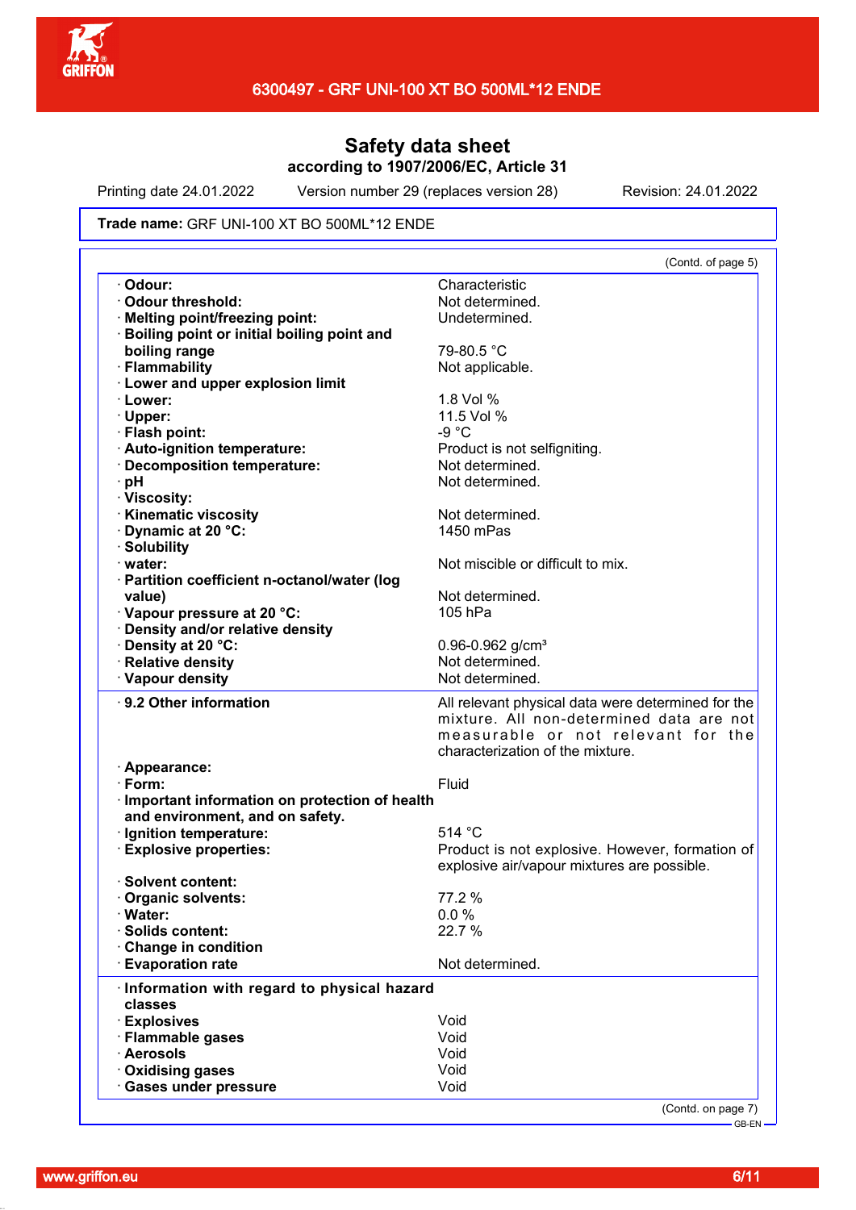# Safety data sheet

**according to 1907/2006/EC, Article 31**

Printing date 24.01.2022 Version number 29 (replaces version 28) Revision: 24.01.2022

**Trade name:** GRF UNI-100 XT BO 500ML*12 ENDE

(Contd. of page 5)

| | |
|---|---|
| · **Odour:** | Characteristic |
| · **Odour threshold:** | Not determined. |
| · **Melting point/freezing point:** | Undetermined. |
| · **Boiling point or initial boiling point and boiling range** | 79-80.5 °C |
| · **Flammability** | Not applicable. |
| · **Lower and upper explosion limit** | |
| · **Lower:** | 1.8 Vol % |
| · **Upper:** | 11.5 Vol % |
| · **Flash point:** | -9 °C |
| · **Auto-ignition temperature:** | Product is not selfigniting. |
| · **Decomposition temperature:** | Not determined. |
| · **pH** | Not determined. |
| · **Viscosity:** | |
| · **Kinematic viscosity** | Not determined. |
| · **Dynamic at 20 °C:** | 1450 mPas |
| · **Solubility** | |
| · **water:** | Not miscible or difficult to mix. |
| · **Partition coefficient n-octanol/water (log value)** | Not determined. |
| · **Vapour pressure at 20 °C:** | 105 hPa |
| · **Density and/or relative density** | |
| · **Density at 20 °C:** | 0.96-0.962 g/cm³ |
| · **Relative density** | Not determined. |
| · **Vapour density** | Not determined. |

| | |
|---|---|
| · **9.2 Other information** | All relevant physical data were determined for the mixture. All non-determined data are not measurable or not relevant for the characterization of the mixture. |
| · **Appearance:** | |
| · **Form:** | Fluid |
| · **Important information on protection of health and environment, and on safety.** | |
| · **Ignition temperature:** | 514 °C |
| · **Explosive properties:** | Product is not explosive. However, formation of explosive air/vapour mixtures are possible. |
| · **Solvent content:** | |
| · **Organic solvents:** | 77.2 % |
| · **Water:** | 0.0 % |
| · **Solids content:** | 22.7 % |
| · **Change in condition** | |
| · **Evaporation rate** | Not determined. |

| | |
|---|---|
| · **Information with regard to physical hazard classes** | |
| · **Explosives** | Void |
| · **Flammable gases** | Void |
| · **Aerosols** | Void |
| · **Oxidising gases** | Void |
| · **Gases under pressure** | Void |

(Contd. on page 7)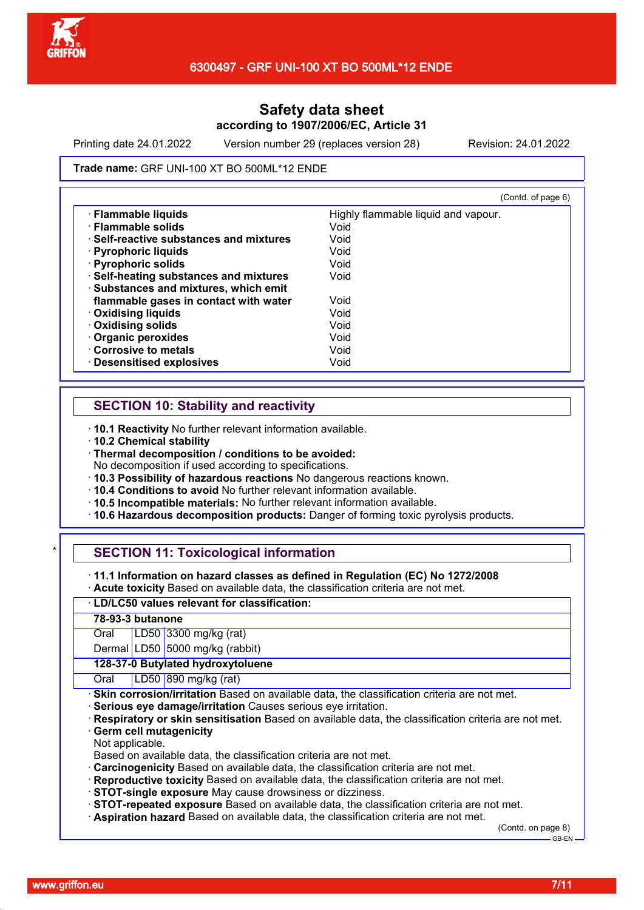**Safety data sheet**
**according to 1907/2006/EC, Article 31**

Printing date 24.01.2022 Version number 29 (replaces version 28) Revision: 24.01.2022

**Trade name:** GRF UNI-100 XT BO 500ML*12 ENDE

(Contd. of page 6)

| | |
|---|---|
| · **Flammable liquids** | Highly flammable liquid and vapour. |
| · **Flammable solids** | Void |
| · **Self-reactive substances and mixtures** | Void |
| · **Pyrophoric liquids** | Void |
| · **Pyrophoric solids** | Void |
| · **Self-heating substances and mixtures** | Void |
| · **Substances and mixtures, which emit flammable gases in contact with water** | Void |
| · **Oxidising liquids** | Void |
| · **Oxidising solids** | Void |
| · **Organic peroxides** | Void |
| · **Corrosive to metals** | Void |
| · **Desensitised explosives** | Void |

## SECTION 10: Stability and reactivity

· **10.1 Reactivity** No further relevant information available.
· **10.2 Chemical stability**
· **Thermal decomposition / conditions to be avoided:**
No decomposition if used according to specifications.
· **10.3 Possibility of hazardous reactions** No dangerous reactions known.
· **10.4 Conditions to avoid** No further relevant information available.
· **10.5 Incompatible materials:** No further relevant information available.
· **10.6 Hazardous decomposition products:** Danger of forming toxic pyrolysis products.

## SECTION 11: Toxicological information

· **11.1 Information on hazard classes as defined in Regulation (EC) No 1272/2008**
· **Acute toxicity** Based on available data, the classification criteria are not met.

| · **LD/LC50 values relevant for classification:** | | |
|---|---|---|
| **78-93-3 butanone** | | |
| Oral | LD50 | 3300 mg/kg (rat) |
| Dermal | LD50 | 5000 mg/kg (rabbit) |
| **128-37-0 Butylated hydroxytoluene** | | |
| Oral | LD50 | 890 mg/kg (rat) |

· **Skin corrosion/irritation** Based on available data, the classification criteria are not met.
· **Serious eye damage/irritation** Causes serious eye irritation.
· **Respiratory or skin sensitisation** Based on available data, the classification criteria are not met.
· **Germ cell mutagenicity**
Not applicable.
Based on available data, the classification criteria are not met.
· **Carcinogenicity** Based on available data, the classification criteria are not met.
· **Reproductive toxicity** Based on available data, the classification criteria are not met.
· **STOT-single exposure** May cause drowsiness or dizziness.
· **STOT-repeated exposure** Based on available data, the classification criteria are not met.
· **Aspiration hazard** Based on available data, the classification criteria are not met.

(Contd. on page 8)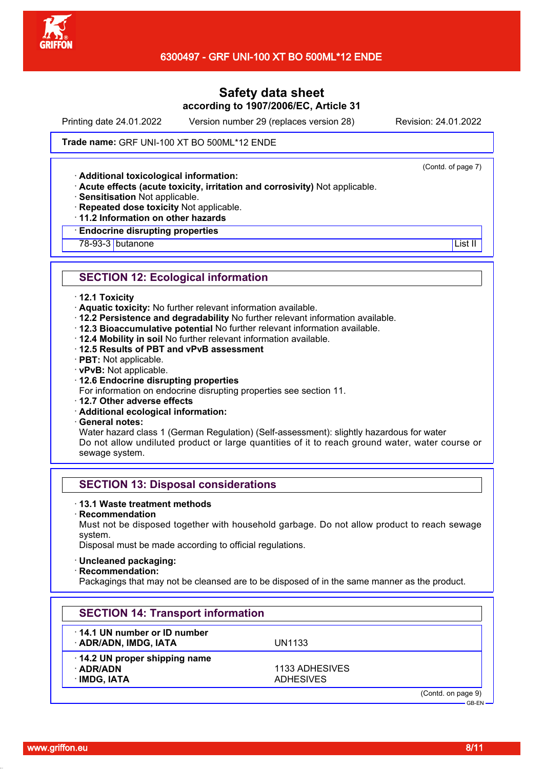# Safety data sheet

**according to 1907/2006/EC, Article 31**

Printing date 24.01.2022 Version number 29 (replaces version 28) Revision: 24.01.2022

**Trade name:** GRF UNI-100 XT BO 500ML*12 ENDE

(Contd. of page 7)

· **Additional toxicological information:**
· **Acute effects (acute toxicity, irritation and corrosivity)** Not applicable.
· **Sensitisation** Not applicable.
· **Repeated dose toxicity** Not applicable.
· **11.2 Information on other hazards**

· **Endocrine disrupting properties**

| | | |
|---|---|---|
| 78-93-3 | butanone | List II |

## SECTION 12: Ecological information

· **12.1 Toxicity**
· **Aquatic toxicity:** No further relevant information available.
· **12.2 Persistence and degradability** No further relevant information available.
· **12.3 Bioaccumulative potential** No further relevant information available.
· **12.4 Mobility in soil** No further relevant information available.
· **12.5 Results of PBT and vPvB assessment**
· **PBT:** Not applicable.
· **vPvB:** Not applicable.
· **12.6 Endocrine disrupting properties**
For information on endocrine disrupting properties see section 11.
· **12.7 Other adverse effects**
· **Additional ecological information:**
· **General notes:**
Water hazard class 1 (German Regulation) (Self-assessment): slightly hazardous for water
Do not allow undiluted product or large quantities of it to reach ground water, water course or sewage system.

## SECTION 13: Disposal considerations

· **13.1 Waste treatment methods**
· **Recommendation**
Must not be disposed together with household garbage. Do not allow product to reach sewage system.
Disposal must be made according to official regulations.

· **Uncleaned packaging:**
· **Recommendation:**
Packagings that may not be cleansed are to be disposed of in the same manner as the product.

## SECTION 14: Transport information

| | |
|---|---|
| · **14.1 UN number or ID number** | |
| · **ADR/ADN, IMDG, IATA** | UN1133 |
| · **14.2 UN proper shipping name** | |
| · **ADR/ADN** | 1133 ADHESIVES |
| · **IMDG, IATA** | ADHESIVES |

(Contd. on page 9)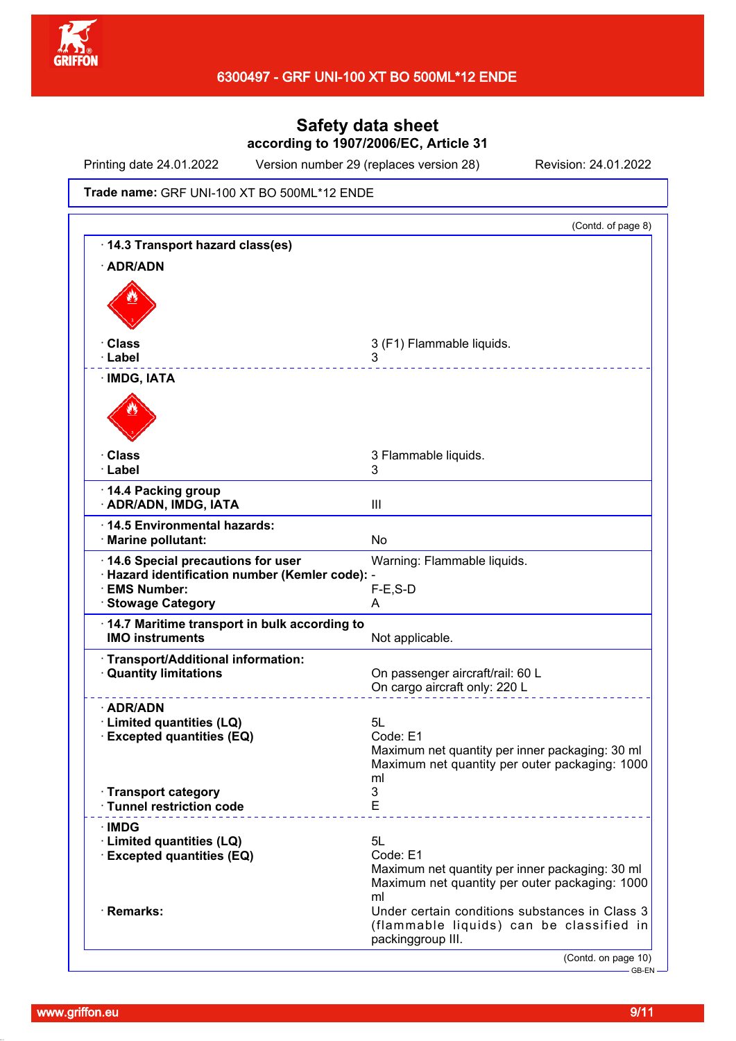# Safety data sheet

**according to 1907/2006/EC, Article 31**

Printing date 24.01.2022 | Version number 29 (replaces version 28) | Revision: 24.01.2022

**Trade name:** GRF UNI-100 XT BO 500ML*12 ENDE

(Contd. of page 8)

**· 14.3 Transport hazard class(es)**

**· ADR/ADN**

| | |
|---|---|
| **· Class** | 3 (F1) Flammable liquids. |
| **· Label** | 3 |

**· IMDG, IATA**

| | |
|---|---|
| **· Class** | 3 Flammable liquids. |
| **· Label** | 3 |

| | |
|---|---|
| **· 14.4 Packing group** | |
| **· ADR/ADN, IMDG, IATA** | III |
| **· 14.5 Environmental hazards:** | |
| **· Marine pollutant:** | No |
| **· 14.6 Special precautions for user** | Warning: Flammable liquids. |
| **· Hazard identification number (Kemler code):** | - |
| **· EMS Number:** | F-E,S-D |
| **· Stowage Category** | A |
| **· 14.7 Maritime transport in bulk according to IMO instruments** | Not applicable. |
| **· Transport/Additional information:** | |
| **· Quantity limitations** | On passenger aircraft/rail: 60 L<br>On cargo aircraft only: 220 L |

**· ADR/ADN**

| | |
|---|---|
| **· Limited quantities (LQ)** | 5L |
| **· Excepted quantities (EQ)** | Code: E1<br>Maximum net quantity per inner packaging: 30 ml<br>Maximum net quantity per outer packaging: 1000 ml |
| **· Transport category** | 3 |
| **· Tunnel restriction code** | E |

**· IMDG**

| | |
|---|---|
| **· Limited quantities (LQ)** | 5L |
| **· Excepted quantities (EQ)** | Code: E1<br>Maximum net quantity per inner packaging: 30 ml<br>Maximum net quantity per outer packaging: 1000 ml |
| **· Remarks:** | Under certain conditions substances in Class 3 (flammable liquids) can be classified in packinggroup III. |

(Contd. on page 10)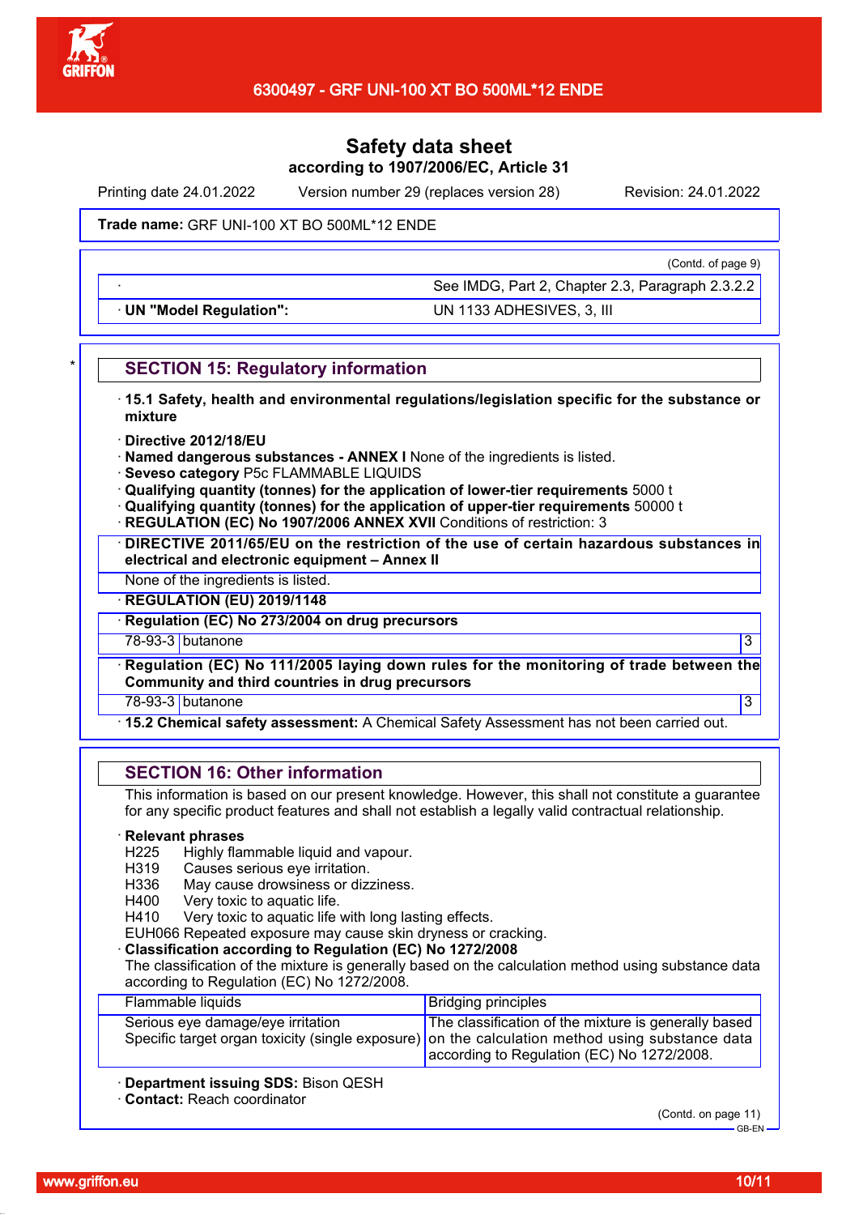Safety data sheet
according to 1907/2006/EC, Article 31

Printing date 24.01.2022 Version number 29 (replaces version 28) Revision: 24.01.2022

**Trade name:** GRF UNI-100 XT BO 500ML*12 ENDE

(Contd. of page 9)

| | |
|---|---|
| · | See IMDG, Part 2, Chapter 2.3, Paragraph 2.3.2.2 |
| · **UN "Model Regulation":** | UN 1133 ADHESIVES, 3, III |

## SECTION 15: Regulatory information

· **15.1 Safety, health and environmental regulations/legislation specific for the substance or mixture**

· **Directive 2012/18/EU**
· **Named dangerous substances - ANNEX I** None of the ingredients is listed.
· **Seveso category** P5c FLAMMABLE LIQUIDS
· **Qualifying quantity (tonnes) for the application of lower-tier requirements** 5000 t
· **Qualifying quantity (tonnes) for the application of upper-tier requirements** 50000 t
· **REGULATION (EC) No 1907/2006 ANNEX XVII** Conditions of restriction: 3

· **DIRECTIVE 2011/65/EU on the restriction of the use of certain hazardous substances in electrical and electronic equipment – Annex II**

None of the ingredients is listed.

· **REGULATION (EU) 2019/1148**

· **Regulation (EC) No 273/2004 on drug precursors**

| | | |
|---|---|---|
| 78-93-3 | butanone | 3 |

· **Regulation (EC) No 111/2005 laying down rules for the monitoring of trade between the Community and third countries in drug precursors**

| | | |
|---|---|---|
| 78-93-3 | butanone | 3 |

· **15.2 Chemical safety assessment:** A Chemical Safety Assessment has not been carried out.

## SECTION 16: Other information

This information is based on our present knowledge. However, this shall not constitute a guarantee for any specific product features and shall not establish a legally valid contractual relationship.

· **Relevant phrases**
H225 Highly flammable liquid and vapour.
H319 Causes serious eye irritation.
H336 May cause drowsiness or dizziness.
H400 Very toxic to aquatic life.
H410 Very toxic to aquatic life with long lasting effects.
EUH066 Repeated exposure may cause skin dryness or cracking.

· **Classification according to Regulation (EC) No 1272/2008**
The classification of the mixture is generally based on the calculation method using substance data according to Regulation (EC) No 1272/2008.

| | |
|---|---|
| Flammable liquids | Bridging principles |
| Serious eye damage/eye irritation<br>Specific target organ toxicity (single exposure) | The classification of the mixture is generally based on the calculation method using substance data according to Regulation (EC) No 1272/2008. |

· **Department issuing SDS:** Bison QESH
· **Contact:** Reach coordinator

(Contd. on page 11)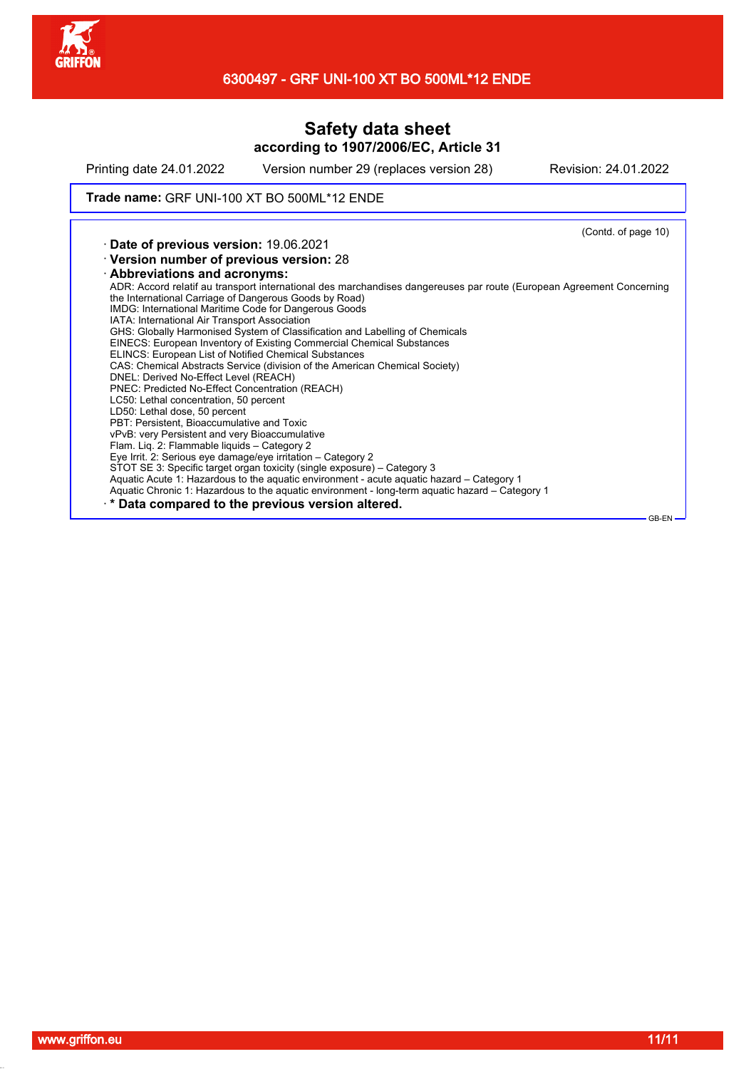# Safety data sheet

**according to 1907/2006/EC, Article 31**

Printing date 24.01.2022 Version number 29 (replaces version 28) Revision: 24.01.2022

**Trade name:** GRF UNI-100 XT BO 500ML*12 ENDE

(Contd. of page 10)

· **Date of previous version:** 19.06.2021

· **Version number of previous version:** 28

· **Abbreviations and acronyms:**

ADR: Accord relatif au transport international des marchandises dangereuses par route (European Agreement Concerning the International Carriage of Dangerous Goods by Road)
IMDG: International Maritime Code for Dangerous Goods
IATA: International Air Transport Association
GHS: Globally Harmonised System of Classification and Labelling of Chemicals
EINECS: European Inventory of Existing Commercial Chemical Substances
ELINCS: European List of Notified Chemical Substances
CAS: Chemical Abstracts Service (division of the American Chemical Society)
DNEL: Derived No-Effect Level (REACH)
PNEC: Predicted No-Effect Concentration (REACH)
LC50: Lethal concentration, 50 percent
LD50: Lethal dose, 50 percent
PBT: Persistent, Bioaccumulative and Toxic
vPvB: very Persistent and very Bioaccumulative
Flam. Liq. 2: Flammable liquids – Category 2
Eye Irrit. 2: Serious eye damage/eye irritation – Category 2
STOT SE 3: Specific target organ toxicity (single exposure) – Category 3
Aquatic Acute 1: Hazardous to the aquatic environment - acute aquatic hazard – Category 1
Aquatic Chronic 1: Hazardous to the aquatic environment - long-term aquatic hazard – Category 1

· **\* Data compared to the previous version altered.**

GB-EN